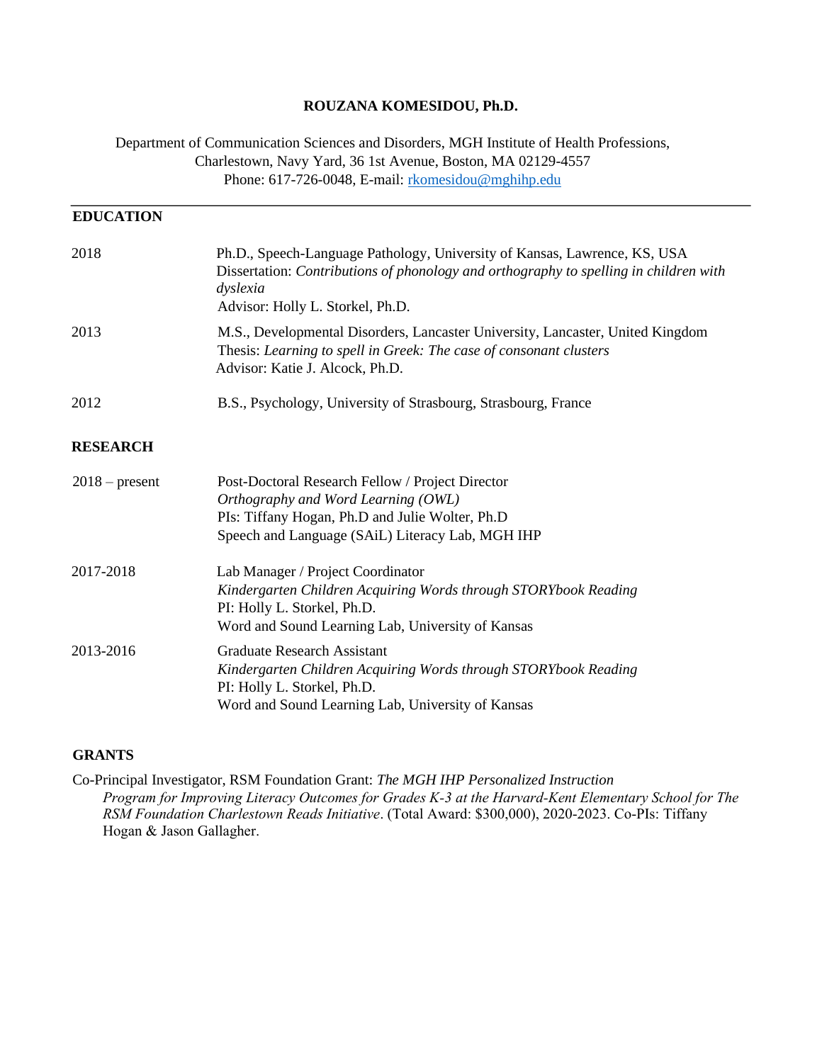# ROUZANA KOMESIDOU, Ph.D.

Department of Communication Sciences and Disorders, MGH Institute of Health Professions,
Charlestown, Navy Yard, 36 1st Avenue, Boston, MA 02129-4557
Phone: 617-726-0048, E-mail: rkomesidou@mghihp.edu

## EDUCATION

2018 — Ph.D., Speech-Language Pathology, University of Kansas, Lawrence, KS, USA
Dissertation: *Contributions of phonology and orthography to spelling in children with dyslexia*
Advisor: Holly L. Storkel, Ph.D.

2013 — M.S., Developmental Disorders, Lancaster University, Lancaster, United Kingdom
Thesis: *Learning to spell in Greek: The case of consonant clusters*
Advisor: Katie J. Alcock, Ph.D.

2012 — B.S., Psychology, University of Strasbourg, Strasbourg, France

## RESEARCH

2018 – present — Post-Doctoral Research Fellow / Project Director
*Orthography and Word Learning (OWL)*
PIs: Tiffany Hogan, Ph.D and Julie Wolter, Ph.D
Speech and Language (SAiL) Literacy Lab, MGH IHP

2017-2018 — Lab Manager / Project Coordinator
*Kindergarten Children Acquiring Words through STORYbook Reading*
PI: Holly L. Storkel, Ph.D.
Word and Sound Learning Lab, University of Kansas

2013-2016 — Graduate Research Assistant
*Kindergarten Children Acquiring Words through STORYbook Reading*
PI: Holly L. Storkel, Ph.D.
Word and Sound Learning Lab, University of Kansas

## GRANTS

Co-Principal Investigator, RSM Foundation Grant: *The MGH IHP Personalized Instruction Program for Improving Literacy Outcomes for Grades K-3 at the Harvard-Kent Elementary School for The RSM Foundation Charlestown Reads Initiative*. (Total Award: $300,000), 2020-2023. Co-PIs: Tiffany Hogan & Jason Gallagher.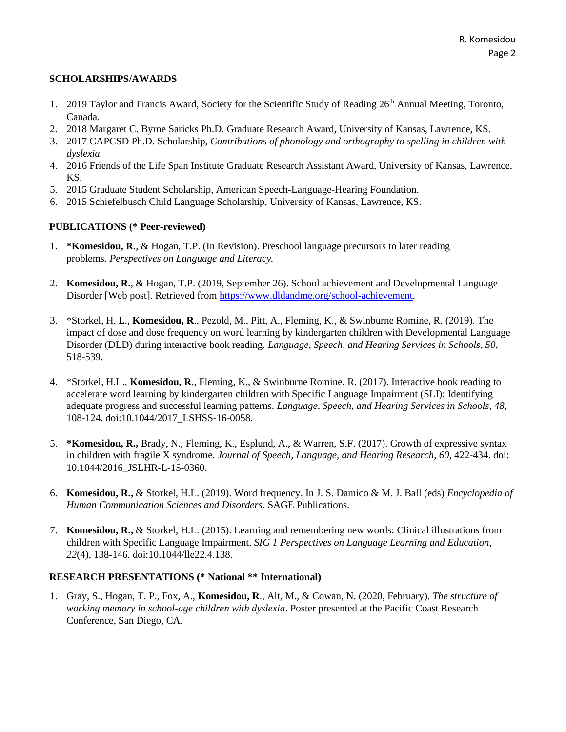## SCHOLARSHIPS/AWARDS

1. 2019 Taylor and Francis Award, Society for the Scientific Study of Reading 26th Annual Meeting, Toronto, Canada.
2. 2018 Margaret C. Byrne Saricks Ph.D. Graduate Research Award, University of Kansas, Lawrence, KS.
3. 2017 CAPCSD Ph.D. Scholarship, *Contributions of phonology and orthography to spelling in children with dyslexia.*
4. 2016 Friends of the Life Span Institute Graduate Research Assistant Award, University of Kansas, Lawrence, KS.
5. 2015 Graduate Student Scholarship, American Speech-Language-Hearing Foundation.
6. 2015 Schiefelbusch Child Language Scholarship, University of Kansas, Lawrence, KS.

## PUBLICATIONS (* Peer-reviewed)

1. **\*Komesidou, R**., & Hogan, T.P. (In Revision). Preschool language precursors to later reading problems. *Perspectives on Language and Literacy.*

2. **Komesidou, R.**, & Hogan, T.P. (2019, September 26). School achievement and Developmental Language Disorder [Web post]. Retrieved from https://www.dldandme.org/school-achievement.

3. *Storkel, H. L., **Komesidou, R**., Pezold, M., Pitt, A., Fleming, K., & Swinburne Romine, R. (2019). The impact of dose and dose frequency on word learning by kindergarten children with Developmental Language Disorder (DLD) during interactive book reading. *Language, Speech, and Hearing Services in Schools*, *50,* 518-539.

4. *Storkel, H.L., **Komesidou, R**., Fleming, K., & Swinburne Romine, R. (2017). Interactive book reading to accelerate word learning by kindergarten children with Specific Language Impairment (SLI): Identifying adequate progress and successful learning patterns. *Language, Speech, and Hearing Services in Schools, 48,* 108-124. doi:10.1044/2017_LSHSS-16-0058.

5. **\*Komesidou, R.,** Brady, N., Fleming, K., Esplund, A., & Warren, S.F. (2017). Growth of expressive syntax in children with fragile X syndrome. *Journal of Speech, Language, and Hearing Research, 60,* 422-434. doi: 10.1044/2016_JSLHR-L-15-0360.

6. **Komesidou, R.,** & Storkel, H.L. (2019). Word frequency. In J. S. Damico & M. J. Ball (eds) *Encyclopedia of Human Communication Sciences and Disorders.* SAGE Publications.

7. **Komesidou, R.,** & Storkel, H.L. (2015). Learning and remembering new words: Clinical illustrations from children with Specific Language Impairment. *SIG 1 Perspectives on Language Learning and Education, 22*(4), 138-146. doi:10.1044/lle22.4.138.

## RESEARCH PRESENTATIONS (* National ** International)

1. Gray, S., Hogan, T. P., Fox, A., **Komesidou, R**., Alt, M., & Cowan, N. (2020, February). *The structure of working memory in school-age children with dyslexia*. Poster presented at the Pacific Coast Research Conference, San Diego, CA.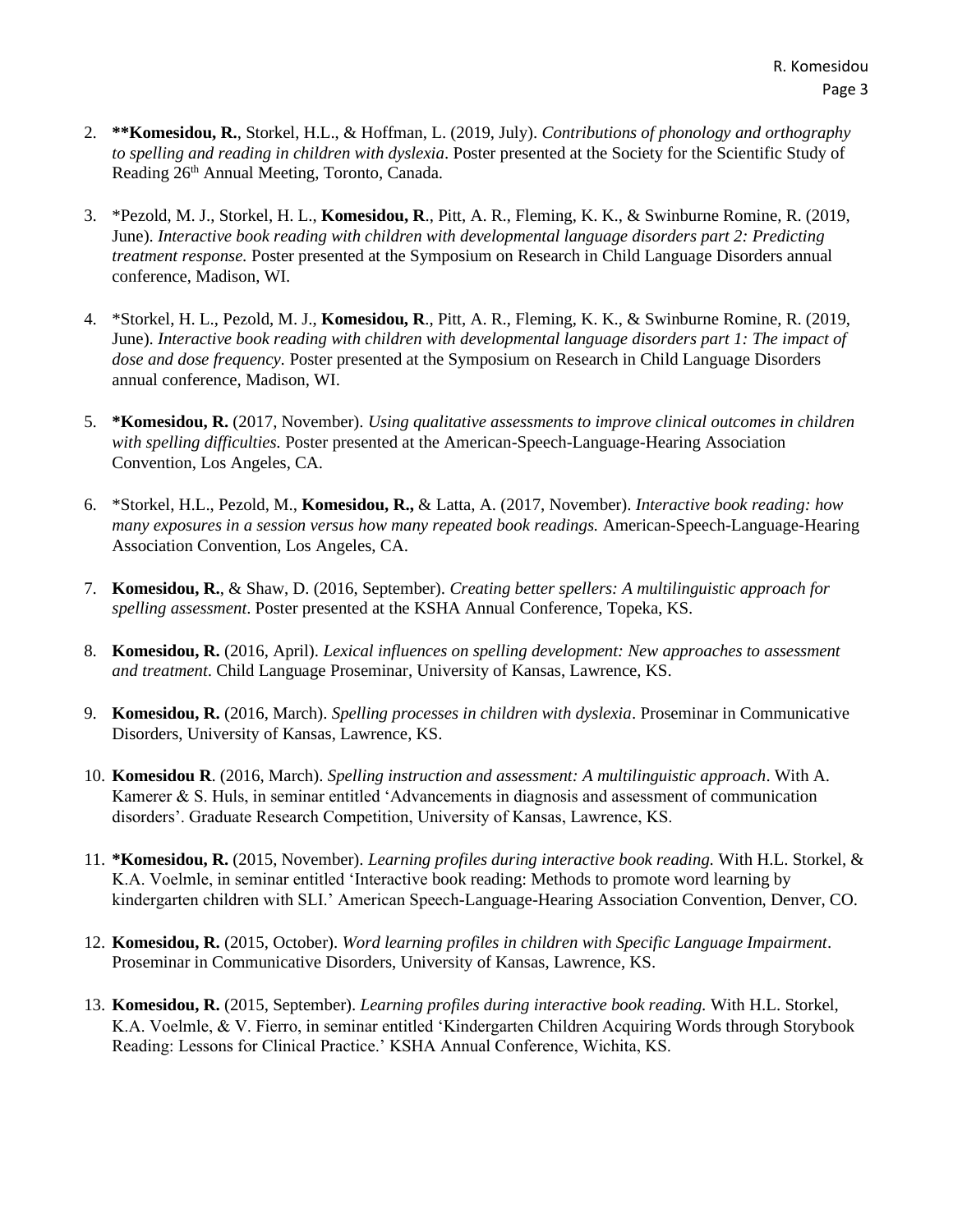2. ****Komesidou, R.**, Storkel, H.L., & Hoffman, L. (2019, July). *Contributions of phonology and orthography to spelling and reading in children with dyslexia*. Poster presented at the Society for the Scientific Study of Reading 26th Annual Meeting, Toronto, Canada.

3. *Pezold, M. J., Storkel, H. L., **Komesidou, R**., Pitt, A. R., Fleming, K. K., & Swinburne Romine, R. (2019, June). *Interactive book reading with children with developmental language disorders part 2: Predicting treatment response.* Poster presented at the Symposium on Research in Child Language Disorders annual conference, Madison, WI.

4. *Storkel, H. L., Pezold, M. J., **Komesidou, R**., Pitt, A. R., Fleming, K. K., & Swinburne Romine, R. (2019, June). *Interactive book reading with children with developmental language disorders part 1: The impact of dose and dose frequency*. Poster presented at the Symposium on Research in Child Language Disorders annual conference, Madison, WI.

5. ***Komesidou, R.** (2017, November). *Using qualitative assessments to improve clinical outcomes in children with spelling difficulties.* Poster presented at the American-Speech-Language-Hearing Association Convention, Los Angeles, CA.

6. *Storkel, H.L., Pezold, M., **Komesidou, R.,** & Latta, A. (2017, November). *Interactive book reading: how many exposures in a session versus how many repeated book readings.* American-Speech-Language-Hearing Association Convention, Los Angeles, CA.

7. **Komesidou, R.**, & Shaw, D. (2016, September). *Creating better spellers: A multilinguistic approach for spelling assessment*. Poster presented at the KSHA Annual Conference, Topeka, KS.

8. **Komesidou, R.** (2016, April). *Lexical influences on spelling development: New approaches to assessment and treatment*. Child Language Proseminar, University of Kansas, Lawrence, KS.

9. **Komesidou, R.** (2016, March). *Spelling processes in children with dyslexia*. Proseminar in Communicative Disorders, University of Kansas, Lawrence, KS.

10. **Komesidou R**. (2016, March). *Spelling instruction and assessment: A multilinguistic approach*. With A. Kamerer & S. Huls, in seminar entitled 'Advancements in diagnosis and assessment of communication disorders'. Graduate Research Competition, University of Kansas, Lawrence, KS.

11. ***Komesidou, R.** (2015, November). *Learning profiles during interactive book reading.* With H.L. Storkel, & K.A. Voelmle, in seminar entitled 'Interactive book reading: Methods to promote word learning by kindergarten children with SLI.' American Speech-Language-Hearing Association Convention, Denver, CO.

12. **Komesidou, R.** (2015, October). *Word learning profiles in children with Specific Language Impairment*. Proseminar in Communicative Disorders, University of Kansas, Lawrence, KS.

13. **Komesidou, R.** (2015, September). *Learning profiles during interactive book reading.* With H.L. Storkel, K.A. Voelmle, & V. Fierro, in seminar entitled 'Kindergarten Children Acquiring Words through Storybook Reading: Lessons for Clinical Practice.' KSHA Annual Conference, Wichita, KS.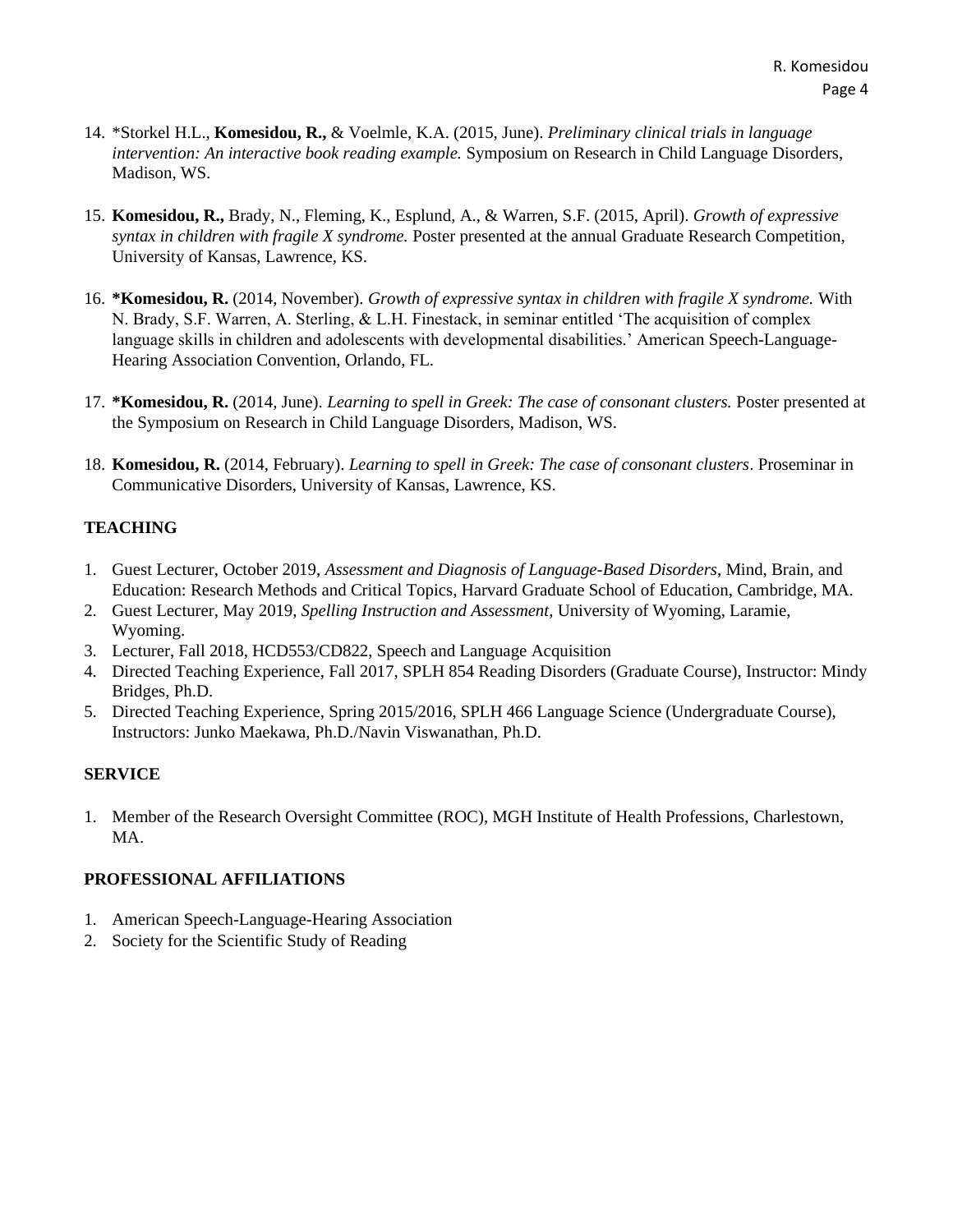14. *Storkel H.L., **Komesidou, R.,** & Voelmle, K.A. (2015, June). *Preliminary clinical trials in language intervention: An interactive book reading example.* Symposium on Research in Child Language Disorders, Madison, WS.

15. **Komesidou, R.,** Brady, N., Fleming, K., Esplund, A., & Warren, S.F. (2015, April). *Growth of expressive syntax in children with fragile X syndrome.* Poster presented at the annual Graduate Research Competition, University of Kansas, Lawrence, KS.

16. **\*Komesidou, R.** (2014, November). *Growth of expressive syntax in children with fragile X syndrome.* With N. Brady, S.F. Warren, A. Sterling, & L.H. Finestack, in seminar entitled 'The acquisition of complex language skills in children and adolescents with developmental disabilities.' American Speech-Language-Hearing Association Convention, Orlando, FL.

17. **\*Komesidou, R.** (2014, June). *Learning to spell in Greek: The case of consonant clusters.* Poster presented at the Symposium on Research in Child Language Disorders, Madison, WS.

18. **Komesidou, R.** (2014, February). *Learning to spell in Greek: The case of consonant clusters*. Proseminar in Communicative Disorders, University of Kansas, Lawrence, KS.

## TEACHING

1. Guest Lecturer, October 2019, *Assessment and Diagnosis of Language-Based Disorders*, Mind, Brain, and Education: Research Methods and Critical Topics, Harvard Graduate School of Education, Cambridge, MA.
2. Guest Lecturer, May 2019, *Spelling Instruction and Assessment*, University of Wyoming, Laramie, Wyoming.
3. Lecturer, Fall 2018, HCD553/CD822, Speech and Language Acquisition
4. Directed Teaching Experience, Fall 2017, SPLH 854 Reading Disorders (Graduate Course), Instructor: Mindy Bridges, Ph.D.
5. Directed Teaching Experience, Spring 2015/2016, SPLH 466 Language Science (Undergraduate Course), Instructors: Junko Maekawa, Ph.D./Navin Viswanathan, Ph.D.

## SERVICE

1. Member of the Research Oversight Committee (ROC), MGH Institute of Health Professions, Charlestown, MA.

## PROFESSIONAL AFFILIATIONS

1. American Speech-Language-Hearing Association
2. Society for the Scientific Study of Reading